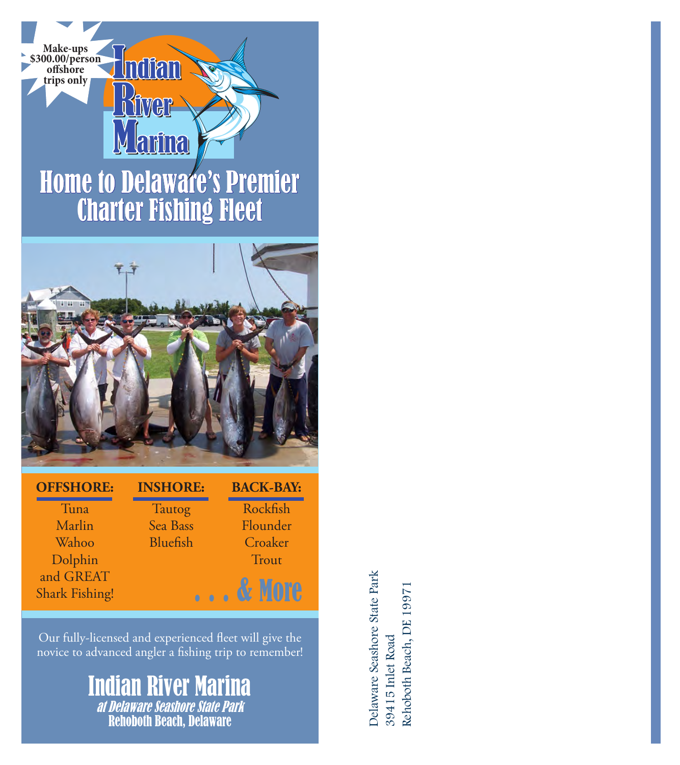Make-ups $300.00/person offshore trips only

# Indian River Marina

## Home to Delaware's Premier Charter Fishing Fleet

| OFFSHORE: | INSHORE: | BACK-BAY: |
| --- | --- | --- |
| Tuna | Tautog | Rockfish |
| Marlin | Sea Bass | Flounder |
| Wahoo | Bluefish | Croaker |
| Dolphin | | Trout |
| and GREAT Shark Fishing! | | |

. . . & More

Our fully-licensed and experienced fleet will give the novice to advanced angler a fishing trip to remember!

## Indian River Marina

*at Delaware Seashore State Park*

**Rehoboth Beach, Delaware**

Delaware Seashore State Park
39415 Inlet Road
Rehoboth Beach, DE 19971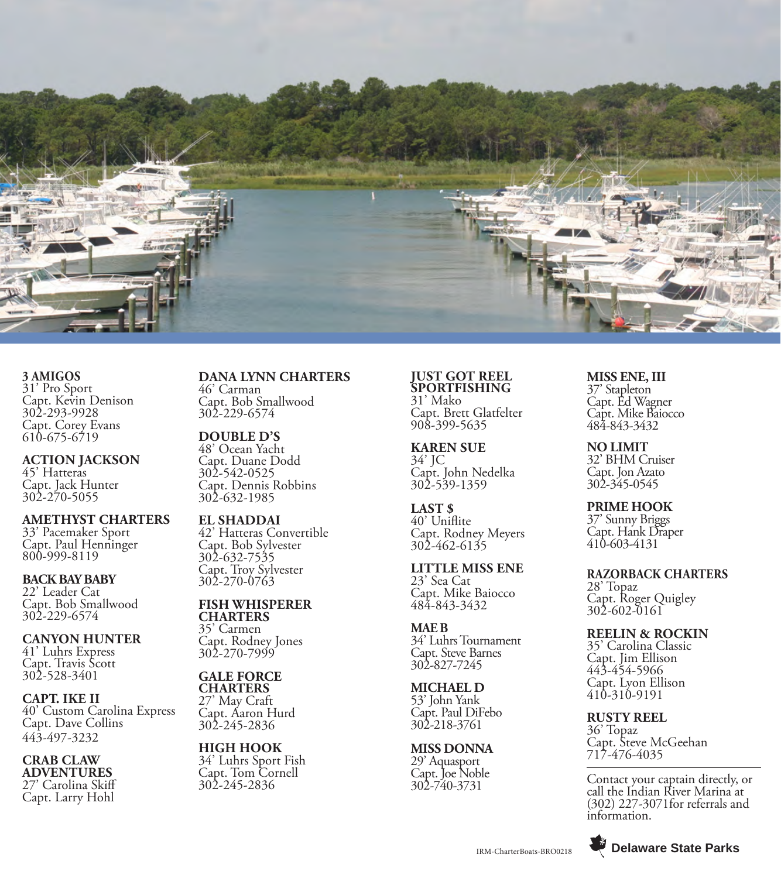**3 AMIGOS**
31' Pro Sport
Capt. Kevin Denison
302-293-9928
Capt. Corey Evans
610-675-6719

**ACTION JACKSON**
45' Hatteras
Capt. Jack Hunter
302-270-5055

**AMETHYST CHARTERS**
33' Pacemaker Sport
Capt. Paul Henninger
800-999-8119

**BACK BAY BABY**
22' Leader Cat
Capt. Bob Smallwood
302-229-6574

**CANYON HUNTER**
41' Luhrs Express
Capt. Travis Scott
302-528-3401

**CAPT. IKE II**
40' Custom Carolina Express
Capt. Dave Collins
443-497-3232

**CRAB CLAW ADVENTURES**
27' Carolina Skiff
Capt. Larry Hohl

**DANA LYNN CHARTERS**
46' Carman
Capt. Bob Smallwood
302-229-6574

**DOUBLE D'S**
48' Ocean Yacht
Capt. Duane Dodd
302-542-0525
Capt. Dennis Robbins
302-632-1985

**EL SHADDAI**
42' Hatteras Convertible
Capt. Bob Sylvester
302-632-7535
Capt. Troy Sylvester
302-270-0763

**FISH WHISPERER CHARTERS**
35' Carmen
Capt. Rodney Jones
302-270-7999

**GALE FORCE CHARTERS**
27' May Craft
Capt. Aaron Hurd
302-245-2836

**HIGH HOOK**
34' Luhrs Sport Fish
Capt. Tom Cornell
302-245-2836

**JUST GOT REEL SPORTFISHING**
31' Mako
Capt. Brett Glatfelter
908-399-5635

**KAREN SUE**
34' JC
Capt. John Nedelka
302-539-1359

**LAST $**
40' Uniflite
Capt. Rodney Meyers
302-462-6135

**LITTLE MISS ENE**
23' Sea Cat
Capt. Mike Baiocco
484-843-3432

**MAE B**
34' Luhrs Tournament
Capt. Steve Barnes
302-827-7245

**MICHAEL D**
53' John Yank
Capt. Paul DiFebo
302-218-3761

**MISS DONNA**
29' Aquasport
Capt. Joe Noble
302-740-3731

**MISS ENE, III**
37' Stapleton
Capt. Ed Wagner
Capt. Mike Baiocco
484-843-3432

**NO LIMIT**
32' BHM Cruiser
Capt. Jon Azato
302-345-0545

**PRIME HOOK**
37' Sunny Briggs
Capt. Hank Draper
410-603-4131

**RAZORBACK CHARTERS**
28' Topaz
Capt. Roger Quigley
302-602-0161

**REELIN & ROCKIN**
35' Carolina Classic
Capt. Jim Ellison
443-454-5966
Capt. Lyon Ellison
410-310-9191

**RUSTY REEL**
36' Topaz
Capt. Steve McGeehan
717-476-4035

---

Contact your captain directly, or call the Indian River Marina at (302) 227-3071for referrals and information.

IRM-CharterBoats-BRO0218

**Delaware State Parks**